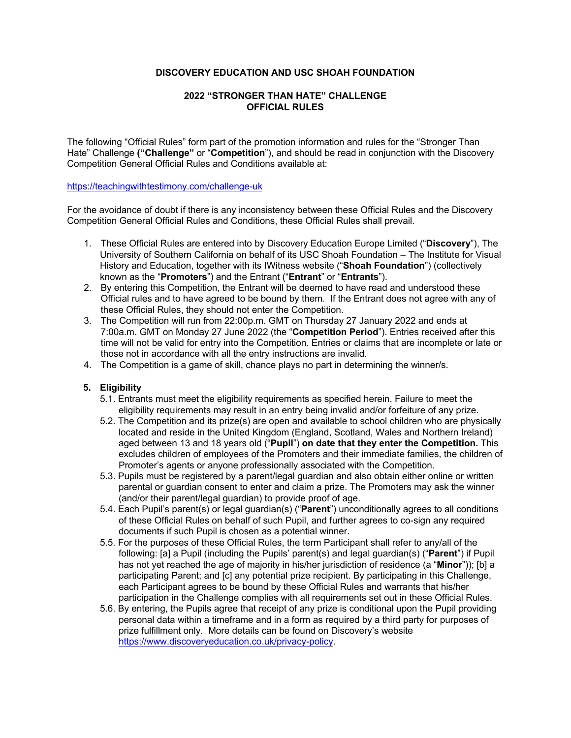**DISCOVERY EDUCATION AND USC SHOAH FOUNDATION**

**2022 "STRONGER THAN HATE" CHALLENGE**
**OFFICIAL RULES**

The following "Official Rules" form part of the promotion information and rules for the "Stronger Than Hate" Challenge **("Challenge"** or "**Competition**"), and should be read in conjunction with the Discovery Competition General Official Rules and Conditions available at:

https://teachingwithtestimony.com/challenge-uk

For the avoidance of doubt if there is any inconsistency between these Official Rules and the Discovery Competition General Official Rules and Conditions, these Official Rules shall prevail.

1. These Official Rules are entered into by Discovery Education Europe Limited ("**Discovery**"), The University of Southern California on behalf of its USC Shoah Foundation – The Institute for Visual History and Education, together with its IWitness website ("**Shoah Foundation**") (collectively known as the "**Promoters**") and the Entrant ("**Entrant**" or "**Entrants**").
2. By entering this Competition, the Entrant will be deemed to have read and understood these Official rules and to have agreed to be bound by them. If the Entrant does not agree with any of these Official Rules, they should not enter the Competition.
3. The Competition will run from 22:00p.m. GMT on Thursday 27 January 2022 and ends at 7:00a.m. GMT on Monday 27 June 2022 (the "**Competition Period**"). Entries received after this time will not be valid for entry into the Competition. Entries or claims that are incomplete or late or those not in accordance with all the entry instructions are invalid.
4. The Competition is a game of skill, chance plays no part in determining the winner/s.

5. **Eligibility**
   - 5.1. Entrants must meet the eligibility requirements as specified herein. Failure to meet the eligibility requirements may result in an entry being invalid and/or forfeiture of any prize.
   - 5.2. The Competition and its prize(s) are open and available to school children who are physically located and reside in the United Kingdom (England, Scotland, Wales and Northern Ireland) aged between 13 and 18 years old ("**Pupil**") **on date that they enter the Competition.** This excludes children of employees of the Promoters and their immediate families, the children of Promoter's agents or anyone professionally associated with the Competition.
   - 5.3. Pupils must be registered by a parent/legal guardian and also obtain either online or written parental or guardian consent to enter and claim a prize. The Promoters may ask the winner (and/or their parent/legal guardian) to provide proof of age.
   - 5.4. Each Pupil's parent(s) or legal guardian(s) ("**Parent**") unconditionally agrees to all conditions of these Official Rules on behalf of such Pupil, and further agrees to co-sign any required documents if such Pupil is chosen as a potential winner.
   - 5.5. For the purposes of these Official Rules, the term Participant shall refer to any/all of the following: [a] a Pupil (including the Pupils' parent(s) and legal guardian(s) ("**Parent**") if Pupil has not yet reached the age of majority in his/her jurisdiction of residence (a "**Minor**")); [b] a participating Parent; and [c] any potential prize recipient. By participating in this Challenge, each Participant agrees to be bound by these Official Rules and warrants that his/her participation in the Challenge complies with all requirements set out in these Official Rules.
   - 5.6. By entering, the Pupils agree that receipt of any prize is conditional upon the Pupil providing personal data within a timeframe and in a form as required by a third party for purposes of prize fulfillment only. More details can be found on Discovery's website https://www.discoveryeducation.co.uk/privacy-policy.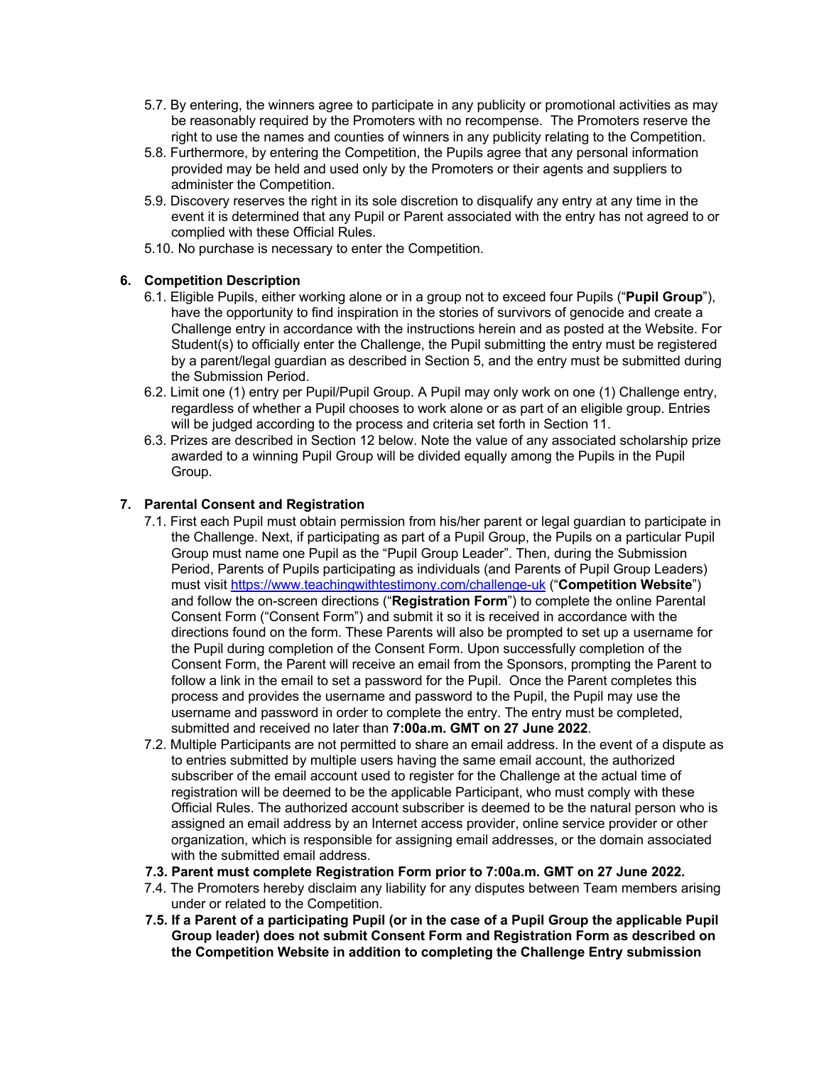5.7. By entering, the winners agree to participate in any publicity or promotional activities as may be reasonably required by the Promoters with no recompense. The Promoters reserve the right to use the names and counties of winners in any publicity relating to the Competition.

5.8. Furthermore, by entering the Competition, the Pupils agree that any personal information provided may be held and used only by the Promoters or their agents and suppliers to administer the Competition.

5.9. Discovery reserves the right in its sole discretion to disqualify any entry at any time in the event it is determined that any Pupil or Parent associated with the entry has not agreed to or complied with these Official Rules.

5.10. No purchase is necessary to enter the Competition.

## 6. Competition Description

6.1. Eligible Pupils, either working alone or in a group not to exceed four Pupils ("**Pupil Group**"), have the opportunity to find inspiration in the stories of survivors of genocide and create a Challenge entry in accordance with the instructions herein and as posted at the Website. For Student(s) to officially enter the Challenge, the Pupil submitting the entry must be registered by a parent/legal guardian as described in Section 5, and the entry must be submitted during the Submission Period.

6.2. Limit one (1) entry per Pupil/Pupil Group. A Pupil may only work on one (1) Challenge entry, regardless of whether a Pupil chooses to work alone or as part of an eligible group. Entries will be judged according to the process and criteria set forth in Section 11.

6.3. Prizes are described in Section 12 below. Note the value of any associated scholarship prize awarded to a winning Pupil Group will be divided equally among the Pupils in the Pupil Group.

## 7. Parental Consent and Registration

7.1. First each Pupil must obtain permission from his/her parent or legal guardian to participate in the Challenge. Next, if participating as part of a Pupil Group, the Pupils on a particular Pupil Group must name one Pupil as the "Pupil Group Leader". Then, during the Submission Period, Parents of Pupils participating as individuals (and Parents of Pupil Group Leaders) must visit https://www.teachingwithtestimony.com/challenge-uk ("**Competition Website**") and follow the on-screen directions ("**Registration Form**") to complete the online Parental Consent Form ("Consent Form") and submit it so it is received in accordance with the directions found on the form. These Parents will also be prompted to set up a username for the Pupil during completion of the Consent Form. Upon successfully completion of the Consent Form, the Parent will receive an email from the Sponsors, prompting the Parent to follow a link in the email to set a password for the Pupil. Once the Parent completes this process and provides the username and password to the Pupil, the Pupil may use the username and password in order to complete the entry. The entry must be completed, submitted and received no later than **7:00a.m. GMT on 27 June 2022**.

7.2. Multiple Participants are not permitted to share an email address. In the event of a dispute as to entries submitted by multiple users having the same email account, the authorized subscriber of the email account used to register for the Challenge at the actual time of registration will be deemed to be the applicable Participant, who must comply with these Official Rules. The authorized account subscriber is deemed to be the natural person who is assigned an email address by an Internet access provider, online service provider or other organization, which is responsible for assigning email addresses, or the domain associated with the submitted email address.

**7.3. Parent must complete Registration Form prior to 7:00a.m. GMT on 27 June 2022.**

7.4. The Promoters hereby disclaim any liability for any disputes between Team members arising under or related to the Competition.

**7.5. If a Parent of a participating Pupil (or in the case of a Pupil Group the applicable Pupil Group leader) does not submit Consent Form and Registration Form as described on the Competition Website in addition to completing the Challenge Entry submission**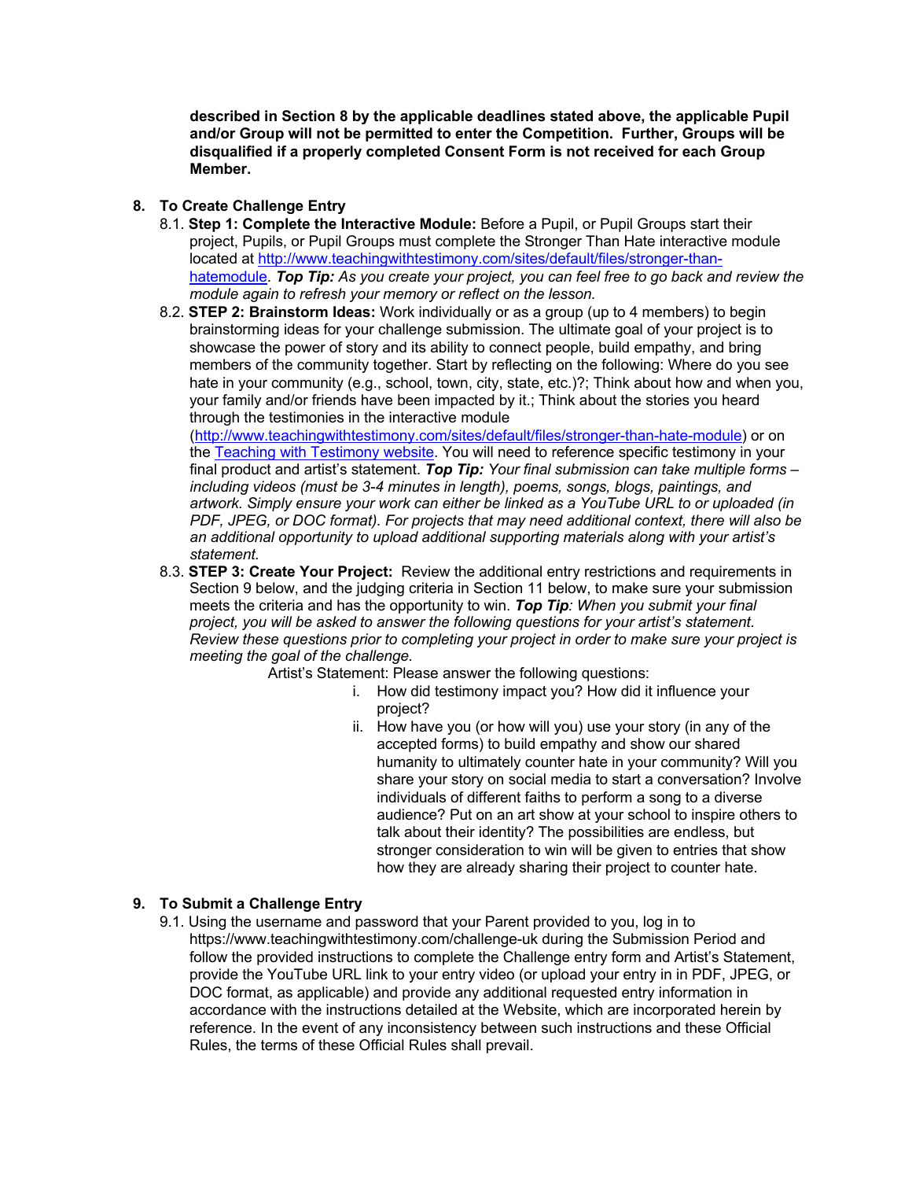**described in Section 8 by the applicable deadlines stated above, the applicable Pupil and/or Group will not be permitted to enter the Competition. Further, Groups will be disqualified if a properly completed Consent Form is not received for each Group Member.**

## 8. To Create Challenge Entry

8.1. **Step 1: Complete the Interactive Module:** Before a Pupil, or Pupil Groups start their project, Pupils, or Pupil Groups must complete the Stronger Than Hate interactive module located at [http://www.teachingwithtestimony.com/sites/default/files/stronger-than-hatemodule](http://www.teachingwithtestimony.com/sites/default/files/stronger-than-hatemodule). ***Top Tip:*** *As you create your project, you can feel free to go back and review the module again to refresh your memory or reflect on the lesson.*

8.2. **STEP 2: Brainstorm Ideas:** Work individually or as a group (up to 4 members) to begin brainstorming ideas for your challenge submission. The ultimate goal of your project is to showcase the power of story and its ability to connect people, build empathy, and bring members of the community together. Start by reflecting on the following: Where do you see hate in your community (e.g., school, town, city, state, etc.)?; Think about how and when you, your family and/or friends have been impacted by it.; Think about the stories you heard through the testimonies in the interactive module ([http://www.teachingwithtestimony.com/sites/default/files/stronger-than-hate-module](http://www.teachingwithtestimony.com/sites/default/files/stronger-than-hate-module)) or on the Teaching with Testimony website. You will need to reference specific testimony in your final product and artist's statement. ***Top Tip:*** *Your final submission can take multiple forms – including videos (must be 3-4 minutes in length), poems, songs, blogs, paintings, and artwork. Simply ensure your work can either be linked as a YouTube URL to or uploaded (in PDF, JPEG, or DOC format). For projects that may need additional context, there will also be an additional opportunity to upload additional supporting materials along with your artist's statement.*

8.3. **STEP 3: Create Your Project:** Review the additional entry restrictions and requirements in Section 9 below, and the judging criteria in Section 11 below, to make sure your submission meets the criteria and has the opportunity to win. ***Top Tip****: When you submit your final project, you will be asked to answer the following questions for your artist's statement. Review these questions prior to completing your project in order to make sure your project is meeting the goal of the challenge.*

Artist's Statement: Please answer the following questions:

i. How did testimony impact you? How did it influence your project?

ii. How have you (or how will you) use your story (in any of the accepted forms) to build empathy and show our shared humanity to ultimately counter hate in your community? Will you share your story on social media to start a conversation? Involve individuals of different faiths to perform a song to a diverse audience? Put on an art show at your school to inspire others to talk about their identity? The possibilities are endless, but stronger consideration to win will be given to entries that show how they are already sharing their project to counter hate.

## 9. To Submit a Challenge Entry

9.1. Using the username and password that your Parent provided to you, log in to https://www.teachingwithtestimony.com/challenge-uk during the Submission Period and follow the provided instructions to complete the Challenge entry form and Artist's Statement, provide the YouTube URL link to your entry video (or upload your entry in in PDF, JPEG, or DOC format, as applicable) and provide any additional requested entry information in accordance with the instructions detailed at the Website, which are incorporated herein by reference. In the event of any inconsistency between such instructions and these Official Rules, the terms of these Official Rules shall prevail.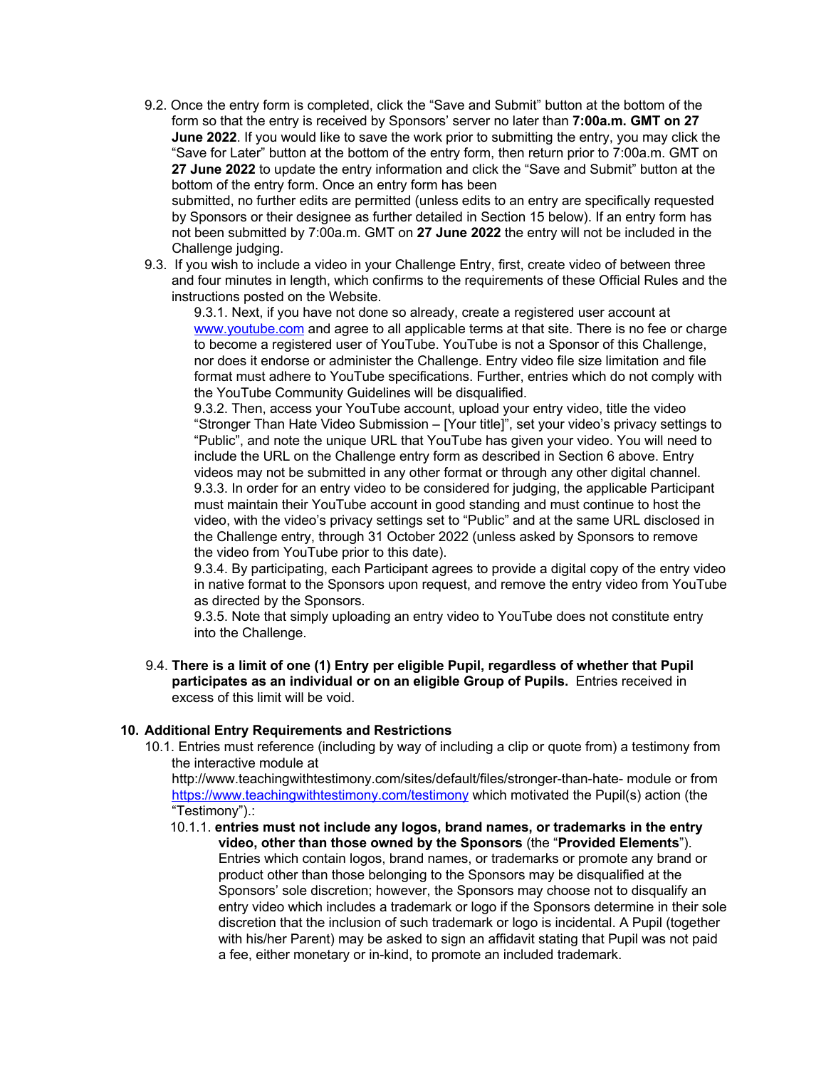9.2. Once the entry form is completed, click the "Save and Submit" button at the bottom of the form so that the entry is received by Sponsors' server no later than **7:00a.m. GMT on 27 June 2022**. If you would like to save the work prior to submitting the entry, you may click the "Save for Later" button at the bottom of the entry form, then return prior to 7:00a.m. GMT on **27 June 2022** to update the entry information and click the "Save and Submit" button at the bottom of the entry form. Once an entry form has been submitted, no further edits are permitted (unless edits to an entry are specifically requested by Sponsors or their designee as further detailed in Section 15 below). If an entry form has not been submitted by 7:00a.m. GMT on **27 June 2022** the entry will not be included in the Challenge judging.

9.3. If you wish to include a video in your Challenge Entry, first, create video of between three and four minutes in length, which confirms to the requirements of these Official Rules and the instructions posted on the Website.

9.3.1. Next, if you have not done so already, create a registered user account at www.youtube.com and agree to all applicable terms at that site. There is no fee or charge to become a registered user of YouTube. YouTube is not a Sponsor of this Challenge, nor does it endorse or administer the Challenge. Entry video file size limitation and file format must adhere to YouTube specifications. Further, entries which do not comply with the YouTube Community Guidelines will be disqualified.

9.3.2. Then, access your YouTube account, upload your entry video, title the video "Stronger Than Hate Video Submission – [Your title]", set your video's privacy settings to "Public", and note the unique URL that YouTube has given your video. You will need to include the URL on the Challenge entry form as described in Section 6 above. Entry videos may not be submitted in any other format or through any other digital channel.

9.3.3. In order for an entry video to be considered for judging, the applicable Participant must maintain their YouTube account in good standing and must continue to host the video, with the video's privacy settings set to "Public" and at the same URL disclosed in the Challenge entry, through 31 October 2022 (unless asked by Sponsors to remove the video from YouTube prior to this date).

9.3.4. By participating, each Participant agrees to provide a digital copy of the entry video in native format to the Sponsors upon request, and remove the entry video from YouTube as directed by the Sponsors.

9.3.5. Note that simply uploading an entry video to YouTube does not constitute entry into the Challenge.

9.4. **There is a limit of one (1) Entry per eligible Pupil, regardless of whether that Pupil participates as an individual or on an eligible Group of Pupils.** Entries received in excess of this limit will be void.

## 10. Additional Entry Requirements and Restrictions

10.1. Entries must reference (including by way of including a clip or quote from) a testimony from the interactive module at http://www.teachingwithtestimony.com/sites/default/files/stronger-than-hate- module or from https://www.teachingwithtestimony.com/testimony which motivated the Pupil(s) action (the "Testimony").:

10.1.1. **entries must not include any logos, brand names, or trademarks in the entry video, other than those owned by the Sponsors** (the "**Provided Elements**"). Entries which contain logos, brand names, or trademarks or promote any brand or product other than those belonging to the Sponsors may be disqualified at the Sponsors' sole discretion; however, the Sponsors may choose not to disqualify an entry video which includes a trademark or logo if the Sponsors determine in their sole discretion that the inclusion of such trademark or logo is incidental. A Pupil (together with his/her Parent) may be asked to sign an affidavit stating that Pupil was not paid a fee, either monetary or in-kind, to promote an included trademark.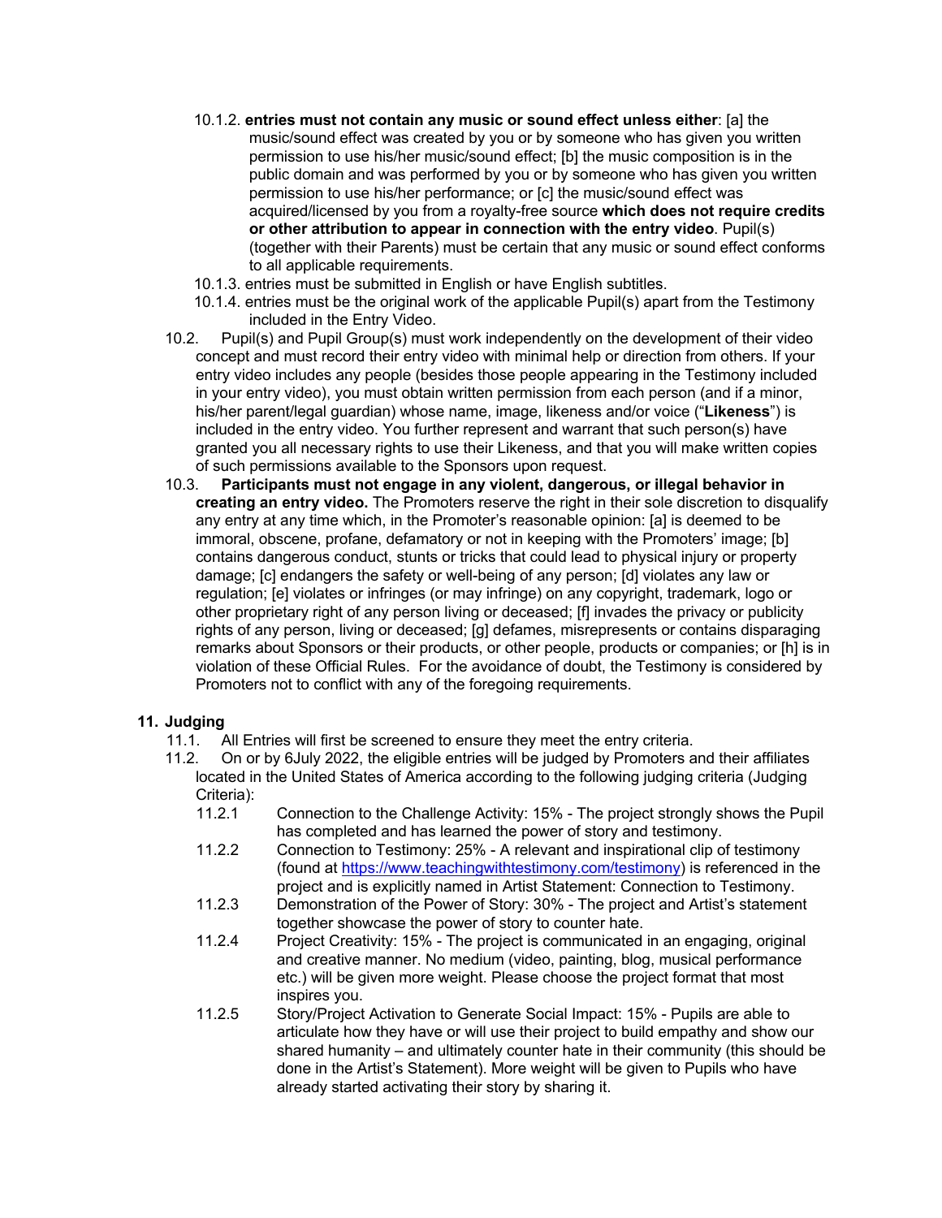10.1.2. **entries must not contain any music or sound effect unless either**: [a] the music/sound effect was created by you or by someone who has given you written permission to use his/her music/sound effect; [b] the music composition is in the public domain and was performed by you or by someone who has given you written permission to use his/her performance; or [c] the music/sound effect was acquired/licensed by you from a royalty-free source **which does not require credits or other attribution to appear in connection with the entry video**. Pupil(s) (together with their Parents) must be certain that any music or sound effect conforms to all applicable requirements.

10.1.3. entries must be submitted in English or have English subtitles.

10.1.4. entries must be the original work of the applicable Pupil(s) apart from the Testimony included in the Entry Video.

10.2. Pupil(s) and Pupil Group(s) must work independently on the development of their video concept and must record their entry video with minimal help or direction from others. If your entry video includes any people (besides those people appearing in the Testimony included in your entry video), you must obtain written permission from each person (and if a minor, his/her parent/legal guardian) whose name, image, likeness and/or voice ("**Likeness**") is included in the entry video. You further represent and warrant that such person(s) have granted you all necessary rights to use their Likeness, and that you will make written copies of such permissions available to the Sponsors upon request.

10.3. **Participants must not engage in any violent, dangerous, or illegal behavior in creating an entry video.** The Promoters reserve the right in their sole discretion to disqualify any entry at any time which, in the Promoter's reasonable opinion: [a] is deemed to be immoral, obscene, profane, defamatory or not in keeping with the Promoters' image; [b] contains dangerous conduct, stunts or tricks that could lead to physical injury or property damage; [c] endangers the safety or well-being of any person; [d] violates any law or regulation; [e] violates or infringes (or may infringe) on any copyright, trademark, logo or other proprietary right of any person living or deceased; [f] invades the privacy or publicity rights of any person, living or deceased; [g] defames, misrepresents or contains disparaging remarks about Sponsors or their products, or other people, products or companies; or [h] is in violation of these Official Rules. For the avoidance of doubt, the Testimony is considered by Promoters not to conflict with any of the foregoing requirements.

## 11. Judging

11.1. All Entries will first be screened to ensure they meet the entry criteria.

11.2. On or by 6July 2022, the eligible entries will be judged by Promoters and their affiliates located in the United States of America according to the following judging criteria (Judging Criteria):

11.2.1 Connection to the Challenge Activity: 15% - The project strongly shows the Pupil has completed and has learned the power of story and testimony.

11.2.2 Connection to Testimony: 25% - A relevant and inspirational clip of testimony (found at https://www.teachingwithtestimony.com/testimony) is referenced in the project and is explicitly named in Artist Statement: Connection to Testimony.

11.2.3 Demonstration of the Power of Story: 30% - The project and Artist's statement together showcase the power of story to counter hate.

11.2.4 Project Creativity: 15% - The project is communicated in an engaging, original and creative manner. No medium (video, painting, blog, musical performance etc.) will be given more weight. Please choose the project format that most inspires you.

11.2.5 Story/Project Activation to Generate Social Impact: 15% - Pupils are able to articulate how they have or will use their project to build empathy and show our shared humanity – and ultimately counter hate in their community (this should be done in the Artist's Statement). More weight will be given to Pupils who have already started activating their story by sharing it.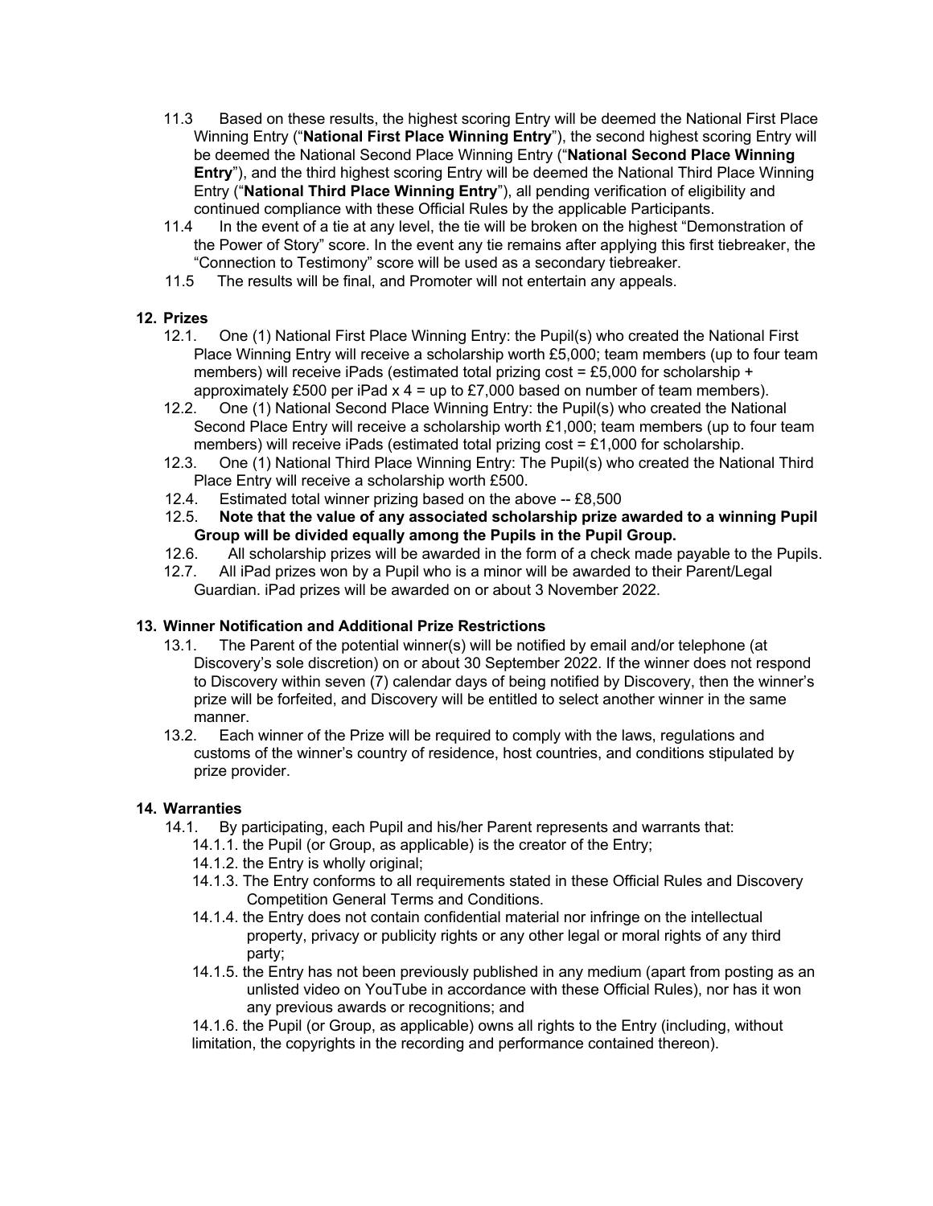- 11.3 Based on these results, the highest scoring Entry will be deemed the National First Place Winning Entry ("**National First Place Winning Entry**"), the second highest scoring Entry will be deemed the National Second Place Winning Entry ("**National Second Place Winning Entry**"), and the third highest scoring Entry will be deemed the National Third Place Winning Entry ("**National Third Place Winning Entry**"), all pending verification of eligibility and continued compliance with these Official Rules by the applicable Participants.
- 11.4 In the event of a tie at any level, the tie will be broken on the highest "Demonstration of the Power of Story" score. In the event any tie remains after applying this first tiebreaker, the "Connection to Testimony" score will be used as a secondary tiebreaker.
- 11.5 The results will be final, and Promoter will not entertain any appeals.

## 12. Prizes

- 12.1. One (1) National First Place Winning Entry: the Pupil(s) who created the National First Place Winning Entry will receive a scholarship worth £5,000; team members (up to four team members) will receive iPads (estimated total prizing cost = £5,000 for scholarship + approximately £500 per iPad x 4 = up to £7,000 based on number of team members).
- 12.2. One (1) National Second Place Winning Entry: the Pupil(s) who created the National Second Place Entry will receive a scholarship worth £1,000; team members (up to four team members) will receive iPads (estimated total prizing cost = £1,000 for scholarship.
- 12.3. One (1) National Third Place Winning Entry: The Pupil(s) who created the National Third Place Entry will receive a scholarship worth £500.
- 12.4. Estimated total winner prizing based on the above -- £8,500
- 12.5. **Note that the value of any associated scholarship prize awarded to a winning Pupil Group will be divided equally among the Pupils in the Pupil Group.**
- 12.6. All scholarship prizes will be awarded in the form of a check made payable to the Pupils.
- 12.7. All iPad prizes won by a Pupil who is a minor will be awarded to their Parent/Legal Guardian. iPad prizes will be awarded on or about 3 November 2022.

## 13. Winner Notification and Additional Prize Restrictions

- 13.1. The Parent of the potential winner(s) will be notified by email and/or telephone (at Discovery's sole discretion) on or about 30 September 2022. If the winner does not respond to Discovery within seven (7) calendar days of being notified by Discovery, then the winner's prize will be forfeited, and Discovery will be entitled to select another winner in the same manner.
- 13.2. Each winner of the Prize will be required to comply with the laws, regulations and customs of the winner's country of residence, host countries, and conditions stipulated by prize provider.

## 14. Warranties

- 14.1. By participating, each Pupil and his/her Parent represents and warrants that:
  - 14.1.1. the Pupil (or Group, as applicable) is the creator of the Entry;
  - 14.1.2. the Entry is wholly original;
  - 14.1.3. The Entry conforms to all requirements stated in these Official Rules and Discovery Competition General Terms and Conditions.
  - 14.1.4. the Entry does not contain confidential material nor infringe on the intellectual property, privacy or publicity rights or any other legal or moral rights of any third party;
  - 14.1.5. the Entry has not been previously published in any medium (apart from posting as an unlisted video on YouTube in accordance with these Official Rules), nor has it won any previous awards or recognitions; and
  - 14.1.6. the Pupil (or Group, as applicable) owns all rights to the Entry (including, without limitation, the copyrights in the recording and performance contained thereon).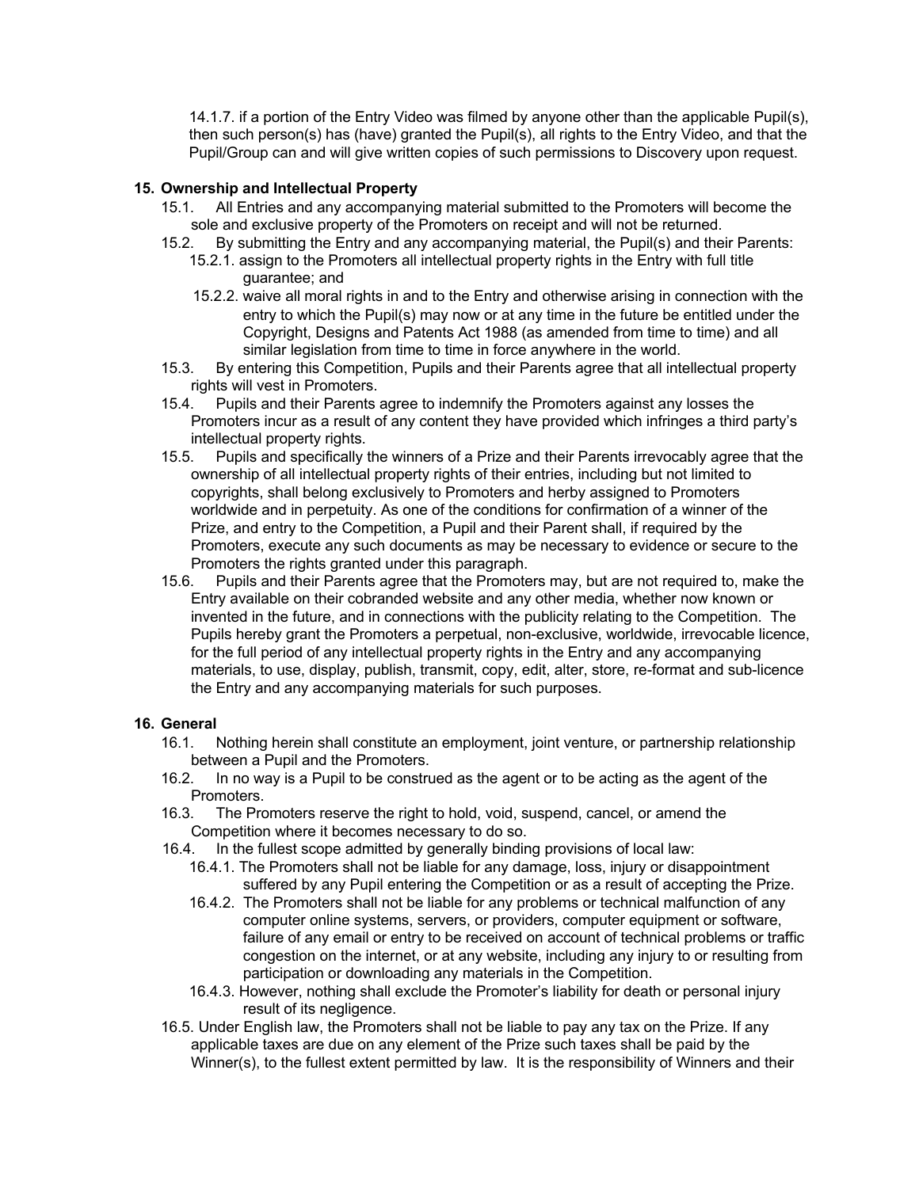14.1.7. if a portion of the Entry Video was filmed by anyone other than the applicable Pupil(s), then such person(s) has (have) granted the Pupil(s), all rights to the Entry Video, and that the Pupil/Group can and will give written copies of such permissions to Discovery upon request.

**15. Ownership and Intellectual Property**

15.1. All Entries and any accompanying material submitted to the Promoters will become the sole and exclusive property of the Promoters on receipt and will not be returned.

15.2. By submitting the Entry and any accompanying material, the Pupil(s) and their Parents:

15.2.1. assign to the Promoters all intellectual property rights in the Entry with full title guarantee; and

15.2.2. waive all moral rights in and to the Entry and otherwise arising in connection with the entry to which the Pupil(s) may now or at any time in the future be entitled under the Copyright, Designs and Patents Act 1988 (as amended from time to time) and all similar legislation from time to time in force anywhere in the world.

15.3. By entering this Competition, Pupils and their Parents agree that all intellectual property rights will vest in Promoters.

15.4. Pupils and their Parents agree to indemnify the Promoters against any losses the Promoters incur as a result of any content they have provided which infringes a third party's intellectual property rights.

15.5. Pupils and specifically the winners of a Prize and their Parents irrevocably agree that the ownership of all intellectual property rights of their entries, including but not limited to copyrights, shall belong exclusively to Promoters and herby assigned to Promoters worldwide and in perpetuity. As one of the conditions for confirmation of a winner of the Prize, and entry to the Competition, a Pupil and their Parent shall, if required by the Promoters, execute any such documents as may be necessary to evidence or secure to the Promoters the rights granted under this paragraph.

15.6. Pupils and their Parents agree that the Promoters may, but are not required to, make the Entry available on their cobranded website and any other media, whether now known or invented in the future, and in connections with the publicity relating to the Competition. The Pupils hereby grant the Promoters a perpetual, non-exclusive, worldwide, irrevocable licence, for the full period of any intellectual property rights in the Entry and any accompanying materials, to use, display, publish, transmit, copy, edit, alter, store, re-format and sub-licence the Entry and any accompanying materials for such purposes.

**16. General**

16.1. Nothing herein shall constitute an employment, joint venture, or partnership relationship between a Pupil and the Promoters.

16.2. In no way is a Pupil to be construed as the agent or to be acting as the agent of the Promoters.

16.3. The Promoters reserve the right to hold, void, suspend, cancel, or amend the Competition where it becomes necessary to do so.

16.4. In the fullest scope admitted by generally binding provisions of local law:

16.4.1. The Promoters shall not be liable for any damage, loss, injury or disappointment suffered by any Pupil entering the Competition or as a result of accepting the Prize.

16.4.2. The Promoters shall not be liable for any problems or technical malfunction of any computer online systems, servers, or providers, computer equipment or software, failure of any email or entry to be received on account of technical problems or traffic congestion on the internet, or at any website, including any injury to or resulting from participation or downloading any materials in the Competition.

16.4.3. However, nothing shall exclude the Promoter's liability for death or personal injury result of its negligence.

16.5. Under English law, the Promoters shall not be liable to pay any tax on the Prize. If any applicable taxes are due on any element of the Prize such taxes shall be paid by the Winner(s), to the fullest extent permitted by law. It is the responsibility of Winners and their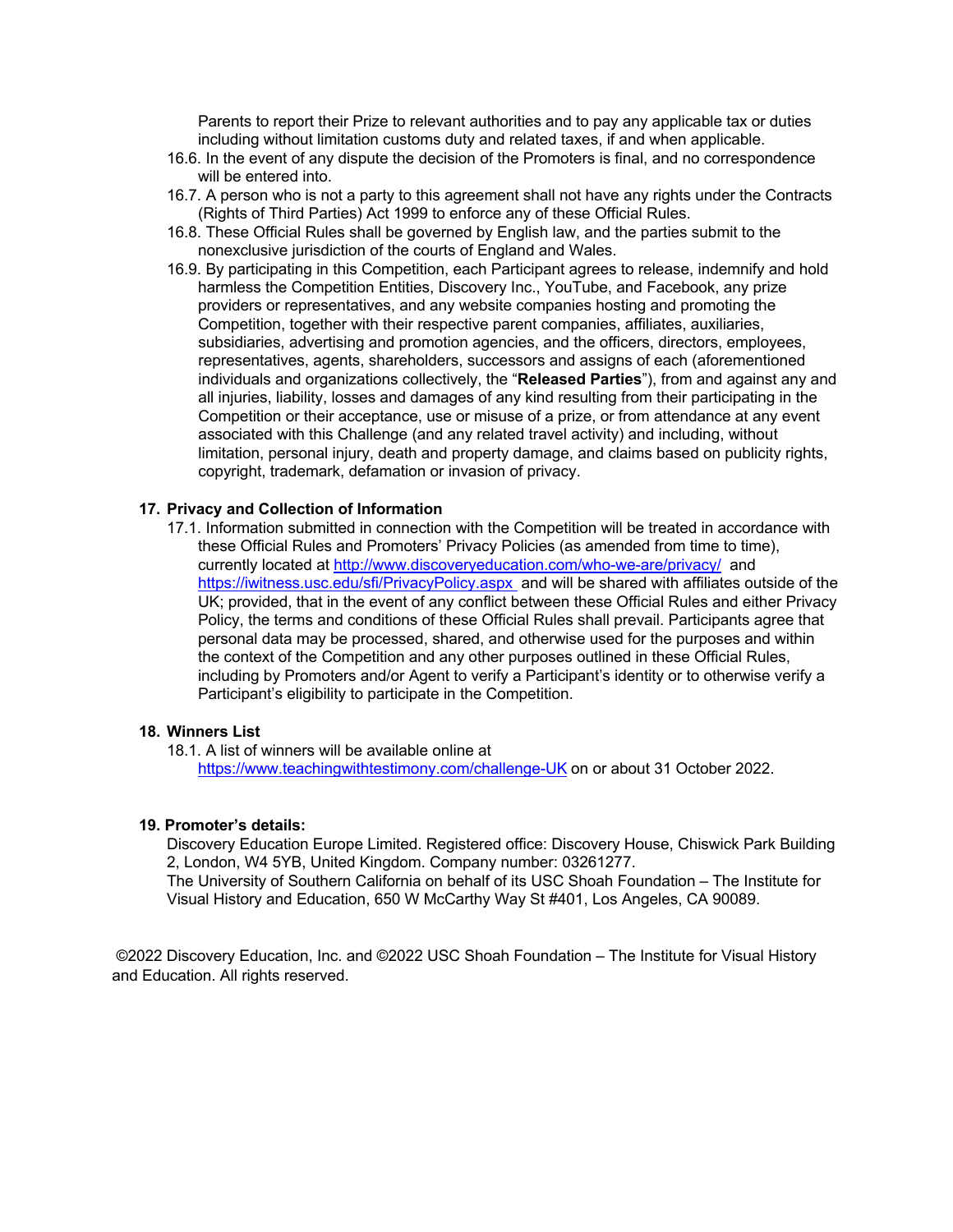Parents to report their Prize to relevant authorities and to pay any applicable tax or duties including without limitation customs duty and related taxes, if and when applicable.

16.6. In the event of any dispute the decision of the Promoters is final, and no correspondence will be entered into.

16.7. A person who is not a party to this agreement shall not have any rights under the Contracts (Rights of Third Parties) Act 1999 to enforce any of these Official Rules.

16.8. These Official Rules shall be governed by English law, and the parties submit to the nonexclusive jurisdiction of the courts of England and Wales.

16.9. By participating in this Competition, each Participant agrees to release, indemnify and hold harmless the Competition Entities, Discovery Inc., YouTube, and Facebook, any prize providers or representatives, and any website companies hosting and promoting the Competition, together with their respective parent companies, affiliates, auxiliaries, subsidiaries, advertising and promotion agencies, and the officers, directors, employees, representatives, agents, shareholders, successors and assigns of each (aforementioned individuals and organizations collectively, the "**Released Parties**"), from and against any and all injuries, liability, losses and damages of any kind resulting from their participating in the Competition or their acceptance, use or misuse of a prize, or from attendance at any event associated with this Challenge (and any related travel activity) and including, without limitation, personal injury, death and property damage, and claims based on publicity rights, copyright, trademark, defamation or invasion of privacy.

## 17. Privacy and Collection of Information

17.1. Information submitted in connection with the Competition will be treated in accordance with these Official Rules and Promoters' Privacy Policies (as amended from time to time), currently located at http://www.discoveryeducation.com/who-we-are/privacy/ and https://iwitness.usc.edu/sfi/PrivacyPolicy.aspx and will be shared with affiliates outside of the UK; provided, that in the event of any conflict between these Official Rules and either Privacy Policy, the terms and conditions of these Official Rules shall prevail. Participants agree that personal data may be processed, shared, and otherwise used for the purposes and within the context of the Competition and any other purposes outlined in these Official Rules, including by Promoters and/or Agent to verify a Participant's identity or to otherwise verify a Participant's eligibility to participate in the Competition.

## 18. Winners List

18.1. A list of winners will be available online at https://www.teachingwithtestimony.com/challenge-UK on or about 31 October 2022.

## 19. Promoter's details:

Discovery Education Europe Limited. Registered office: Discovery House, Chiswick Park Building 2, London, W4 5YB, United Kingdom. Company number: 03261277.
The University of Southern California on behalf of its USC Shoah Foundation – The Institute for Visual History and Education, 650 W McCarthy Way St #401, Los Angeles, CA 90089.

©2022 Discovery Education, Inc. and ©2022 USC Shoah Foundation – The Institute for Visual History and Education. All rights reserved.